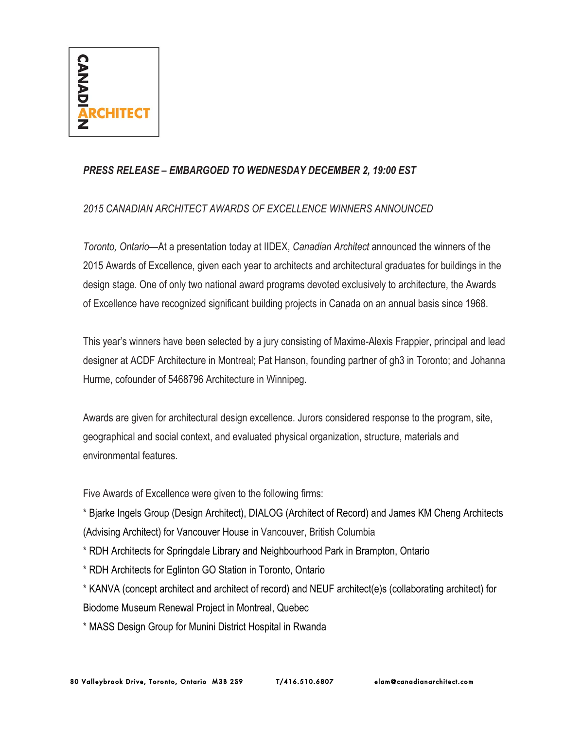CANADIAN ARCHITECT

*PRESS RELEASE – EMBARGOED TO WEDNESDAY DECEMBER 2, 19:00 EST*

*2015 CANADIAN ARCHITECT AWARDS OF EXCELLENCE WINNERS ANNOUNCED*

*Toronto, Ontario*—At a presentation today at IIDEX, *Canadian Architect* announced the winners of the 2015 Awards of Excellence, given each year to architects and architectural graduates for buildings in the design stage. One of only two national award programs devoted exclusively to architecture, the Awards of Excellence have recognized significant building projects in Canada on an annual basis since 1968.

This year's winners have been selected by a jury consisting of Maxime-Alexis Frappier, principal and lead designer at ACDF Architecture in Montreal; Pat Hanson, founding partner of gh3 in Toronto; and Johanna Hurme, cofounder of 5468796 Architecture in Winnipeg.

Awards are given for architectural design excellence. Jurors considered response to the program, site, geographical and social context, and evaluated physical organization, structure, materials and environmental features.

Five Awards of Excellence were given to the following firms:

* Bjarke Ingels Group (Design Architect), DIALOG (Architect of Record) and James KM Cheng Architects (Advising Architect) for Vancouver House in Vancouver, British Columbia
* RDH Architects for Springdale Library and Neighbourhood Park in Brampton, Ontario
* RDH Architects for Eglinton GO Station in Toronto, Ontario
* KANVA (concept architect and architect of record) and NEUF architect(e)s (collaborating architect) for Biodome Museum Renewal Project in Montreal, Quebec
* MASS Design Group for Munini District Hospital in Rwanda

80 Valleybrook Drive, Toronto, Ontario M3B 2S9 T/416.510.6807 elam@canadianarchitect.com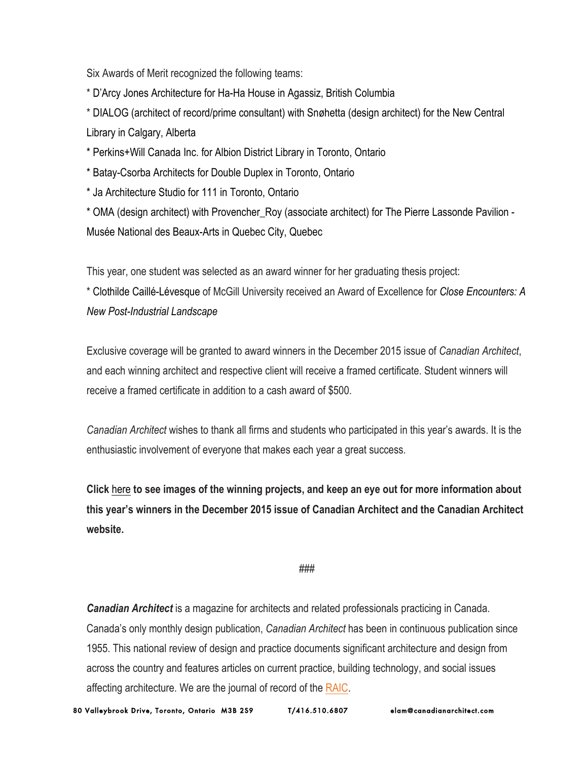Six Awards of Merit recognized the following teams:

* D'Arcy Jones Architecture for Ha-Ha House in Agassiz, British Columbia
* DIALOG (architect of record/prime consultant) with Snøhetta (design architect) for the New Central Library in Calgary, Alberta
* Perkins+Will Canada Inc. for Albion District Library in Toronto, Ontario
* Batay-Csorba Architects for Double Duplex in Toronto, Ontario
* Ja Architecture Studio for 111 in Toronto, Ontario
* OMA (design architect) with Provencher_Roy (associate architect) for The Pierre Lassonde Pavilion - Musée National des Beaux-Arts in Quebec City, Quebec

This year, one student was selected as an award winner for her graduating thesis project:

* Clothilde Caillé-Lévesque of McGill University received an Award of Excellence for *Close Encounters: A New Post-Industrial Landscape*

Exclusive coverage will be granted to award winners in the December 2015 issue of *Canadian Architect*, and each winning architect and respective client will receive a framed certificate. Student winners will receive a framed certificate in addition to a cash award of $500.

*Canadian Architect* wishes to thank all firms and students who participated in this year's awards. It is the enthusiastic involvement of everyone that makes each year a great success.

**Click here to see images of the winning projects, and keep an eye out for more information about this year's winners in the December 2015 issue of Canadian Architect and the Canadian Architect website.**

###

***Canadian Architect*** is a magazine for architects and related professionals practicing in Canada. Canada's only monthly design publication, *Canadian Architect* has been in continuous publication since 1955. This national review of design and practice documents significant architecture and design from across the country and features articles on current practice, building technology, and social issues affecting architecture. We are the journal of record of the RAIC.

80 Valleybrook Drive, Toronto, Ontario M3B 2S9    T/416.510.6807    elam@canadianarchitect.com